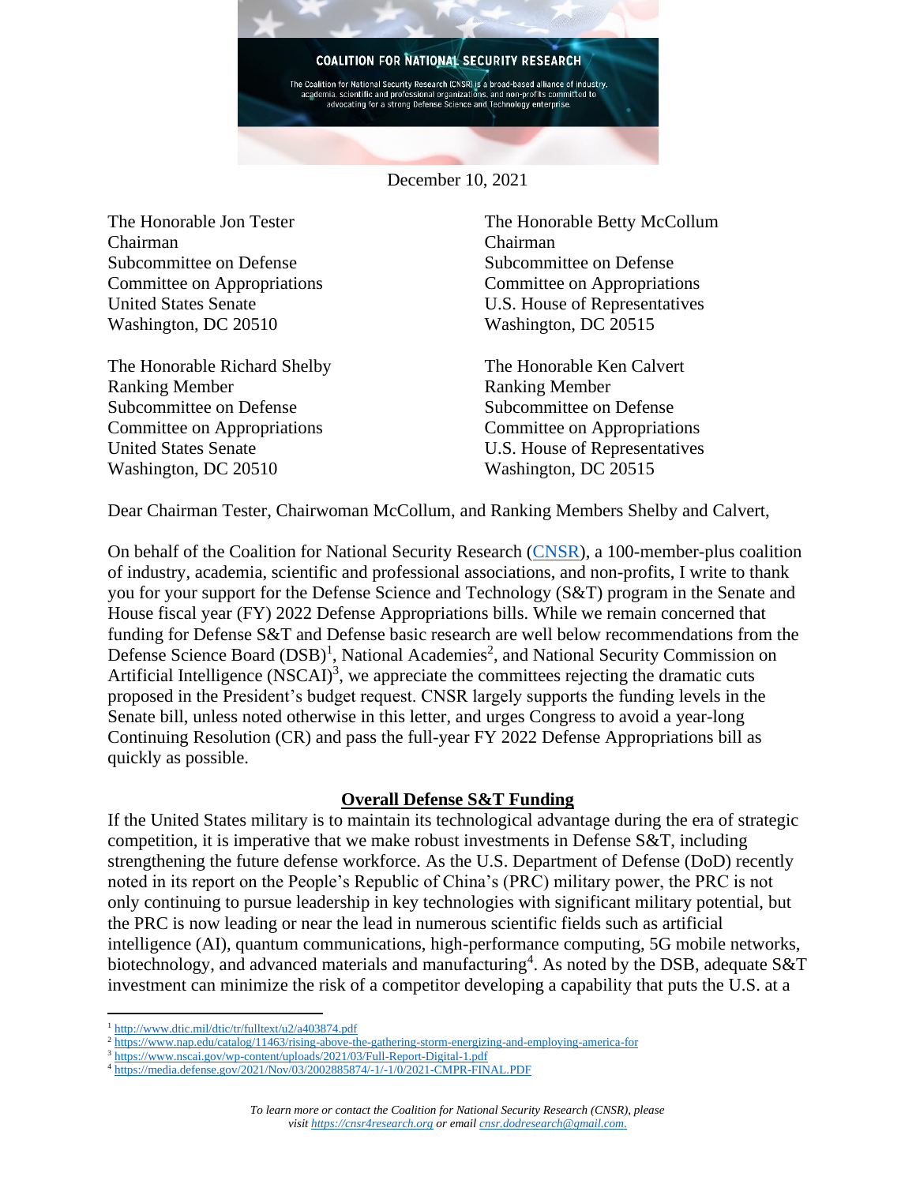**COALITION FOR NATIONAL SECURITY RESEARCH**

The Coalition for National Security Research (CNSR) is a broad-based alliance of industry, academia, scientific and professional organizations, and non-profits committed to advocating for a strong Defense Science and Technology enterprise.

December 10, 2021

The Honorable Jon Tester
Chairman
Subcommittee on Defense
Committee on Appropriations
United States Senate
Washington, DC 20510

The Honorable Betty McCollum
Chairman
Subcommittee on Defense
Committee on Appropriations
U.S. House of Representatives
Washington, DC 20515

The Honorable Richard Shelby
Ranking Member
Subcommittee on Defense
Committee on Appropriations
United States Senate
Washington, DC 20510

The Honorable Ken Calvert
Ranking Member
Subcommittee on Defense
Committee on Appropriations
U.S. House of Representatives
Washington, DC 20515

Dear Chairman Tester, Chairwoman McCollum, and Ranking Members Shelby and Calvert,

On behalf of the Coalition for National Security Research (CNSR), a 100-member-plus coalition of industry, academia, scientific and professional associations, and non-profits, I write to thank you for your support for the Defense Science and Technology (S&T) program in the Senate and House fiscal year (FY) 2022 Defense Appropriations bills. While we remain concerned that funding for Defense S&T and Defense basic research are well below recommendations from the Defense Science Board (DSB)[1], National Academies[2], and National Security Commission on Artificial Intelligence (NSCAI)[3], we appreciate the committees rejecting the dramatic cuts proposed in the President's budget request. CNSR largely supports the funding levels in the Senate bill, unless noted otherwise in this letter, and urges Congress to avoid a year-long Continuing Resolution (CR) and pass the full-year FY 2022 Defense Appropriations bill as quickly as possible.

## Overall Defense S&T Funding

If the United States military is to maintain its technological advantage during the era of strategic competition, it is imperative that we make robust investments in Defense S&T, including strengthening the future defense workforce. As the U.S. Department of Defense (DoD) recently noted in its report on the People's Republic of China's (PRC) military power, the PRC is not only continuing to pursue leadership in key technologies with significant military potential, but the PRC is now leading or near the lead in numerous scientific fields such as artificial intelligence (AI), quantum communications, high-performance computing, 5G mobile networks, biotechnology, and advanced materials and manufacturing[4]. As noted by the DSB, adequate S&T investment can minimize the risk of a competitor developing a capability that puts the U.S. at a

---

[1] http://www.dtic.mil/dtic/tr/fulltext/u2/a403874.pdf
[2] https://www.nap.edu/catalog/11463/rising-above-the-gathering-storm-energizing-and-employing-america-for
[3] https://www.nscai.gov/wp-content/uploads/2021/03/Full-Report-Digital-1.pdf
[4] https://media.defense.gov/2021/Nov/03/2002885874/-1/-1/0/2021-CMPR-FINAL.PDF

*To learn more or contact the Coalition for National Security Research (CNSR), please visit https://cnsr4research.org or email cnsr.dodresearch@gmail.com.*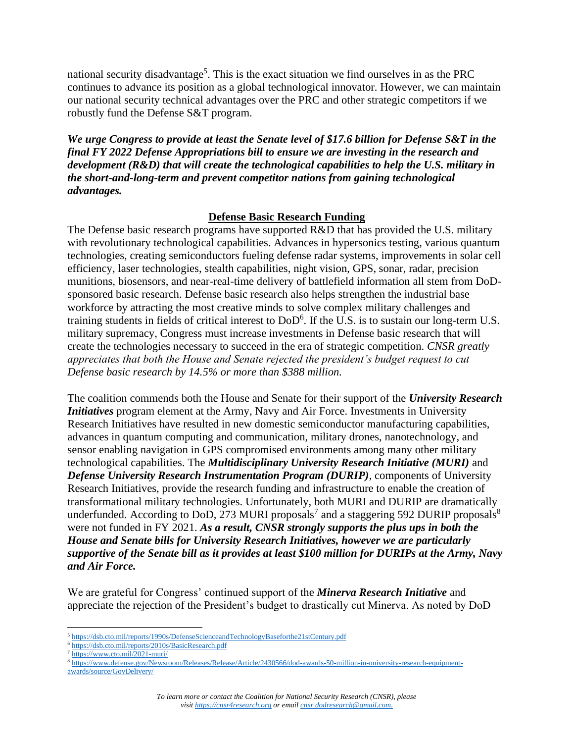national security disadvantage[5]. This is the exact situation we find ourselves in as the PRC continues to advance its position as a global technological innovator. However, we can maintain our national security technical advantages over the PRC and other strategic competitors if we robustly fund the Defense S&T program.

***We urge Congress to provide at least the Senate level of $17.6 billion for Defense S&T in the final FY 2022 Defense Appropriations bill to ensure we are investing in the research and development (R&D) that will create the technological capabilities to help the U.S. military in the short-and-long-term and prevent competitor nations from gaining technological advantages.***

## Defense Basic Research Funding

The Defense basic research programs have supported R&D that has provided the U.S. military with revolutionary technological capabilities. Advances in hypersonics testing, various quantum technologies, creating semiconductors fueling defense radar systems, improvements in solar cell efficiency, laser technologies, stealth capabilities, night vision, GPS, sonar, radar, precision munitions, biosensors, and near-real-time delivery of battlefield information all stem from DoD-sponsored basic research. Defense basic research also helps strengthen the industrial base workforce by attracting the most creative minds to solve complex military challenges and training students in fields of critical interest to DoD[6]. If the U.S. is to sustain our long-term U.S. military supremacy, Congress must increase investments in Defense basic research that will create the technologies necessary to succeed in the era of strategic competition. *CNSR greatly appreciates that both the House and Senate rejected the president's budget request to cut Defense basic research by 14.5% or more than $388 million.*

The coalition commends both the House and Senate for their support of the ***University Research Initiatives*** program element at the Army, Navy and Air Force. Investments in University Research Initiatives have resulted in new domestic semiconductor manufacturing capabilities, advances in quantum computing and communication, military drones, nanotechnology, and sensor enabling navigation in GPS compromised environments among many other military technological capabilities. The ***Multidisciplinary University Research Initiative (MURI)*** and ***Defense University Research Instrumentation Program (DURIP)***, components of University Research Initiatives, provide the research funding and infrastructure to enable the creation of transformational military technologies. Unfortunately, both MURI and DURIP are dramatically underfunded. According to DoD, 273 MURI proposals[7] and a staggering 592 DURIP proposals[8] were not funded in FY 2021. ***As a result, CNSR strongly supports the plus ups in both the House and Senate bills for University Research Initiatives, however we are particularly supportive of the Senate bill as it provides at least $100 million for DURIPs at the Army, Navy and Air Force.***

We are grateful for Congress' continued support of the ***Minerva Research Initiative*** and appreciate the rejection of the President's budget to drastically cut Minerva. As noted by DoD

---

[5] https://dsb.cto.mil/reports/1990s/DefenseScienceandTechnologyBasefor the21stCentury.pdf

[6] https://dsb.cto.mil/reports/2010s/BasicResearch.pdf

[7] https://www.cto.mil/2021-muri/

[8] https://www.defense.gov/Newsroom/Releases/Release/Article/2430566/dod-awards-50-million-in-university-research-equipment-awards/source/GovDelivery/

*To learn more or contact the Coalition for National Security Research (CNSR), please visit https://cnsr4research.org or email cnsr.dodresearch@gmail.com.*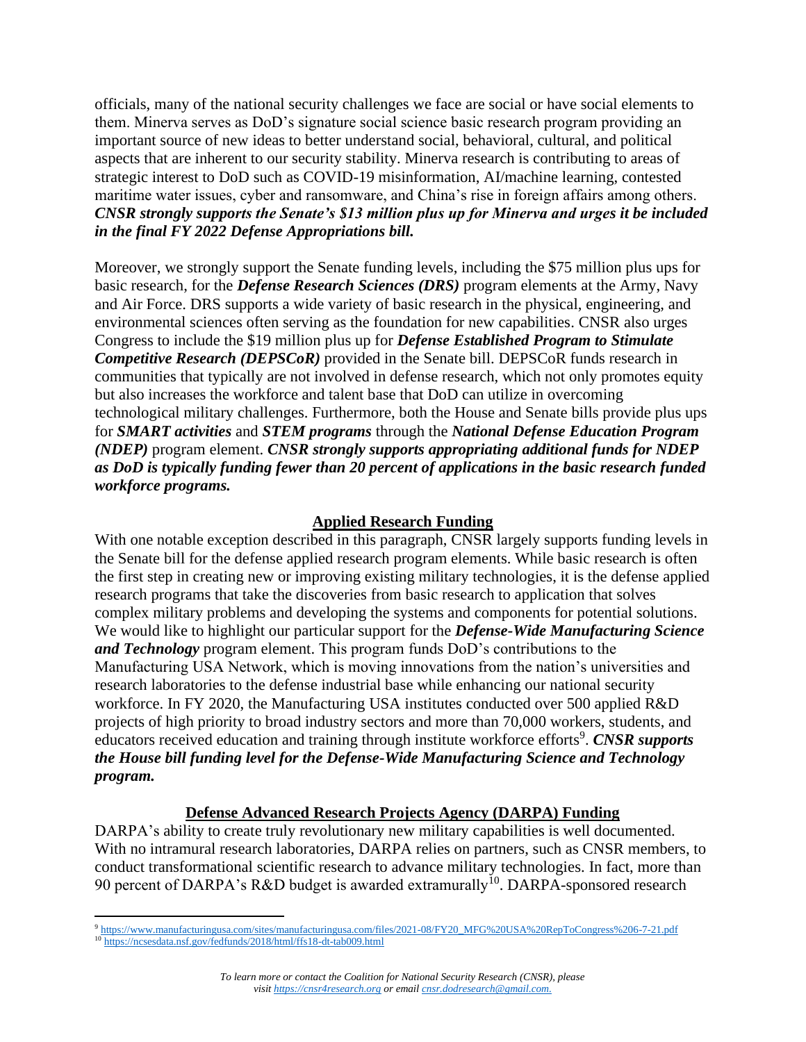officials, many of the national security challenges we face are social or have social elements to them. Minerva serves as DoD's signature social science basic research program providing an important source of new ideas to better understand social, behavioral, cultural, and political aspects that are inherent to our security stability. Minerva research is contributing to areas of strategic interest to DoD such as COVID-19 misinformation, AI/machine learning, contested maritime water issues, cyber and ransomware, and China's rise in foreign affairs among others. ***CNSR strongly supports the Senate's $13 million plus up for Minerva and urges it be included in the final FY 2022 Defense Appropriations bill.***

Moreover, we strongly support the Senate funding levels, including the $75 million plus ups for basic research, for the ***Defense Research Sciences (DRS)*** program elements at the Army, Navy and Air Force. DRS supports a wide variety of basic research in the physical, engineering, and environmental sciences often serving as the foundation for new capabilities. CNSR also urges Congress to include the $19 million plus up for ***Defense Established Program to Stimulate Competitive Research (DEPSCoR)*** provided in the Senate bill. DEPSCoR funds research in communities that typically are not involved in defense research, which not only promotes equity but also increases the workforce and talent base that DoD can utilize in overcoming technological military challenges. Furthermore, both the House and Senate bills provide plus ups for ***SMART activities*** and ***STEM programs*** through the ***National Defense Education Program (NDEP)*** program element. ***CNSR strongly supports appropriating additional funds for NDEP as DoD is typically funding fewer than 20 percent of applications in the basic research funded workforce programs.***

## Applied Research Funding

With one notable exception described in this paragraph, CNSR largely supports funding levels in the Senate bill for the defense applied research program elements. While basic research is often the first step in creating new or improving existing military technologies, it is the defense applied research programs that take the discoveries from basic research to application that solves complex military problems and developing the systems and components for potential solutions. We would like to highlight our particular support for the ***Defense-Wide Manufacturing Science and Technology*** program element. This program funds DoD's contributions to the Manufacturing USA Network, which is moving innovations from the nation's universities and research laboratories to the defense industrial base while enhancing our national security workforce. In FY 2020, the Manufacturing USA institutes conducted over 500 applied R&D projects of high priority to broad industry sectors and more than 70,000 workers, students, and educators received education and training through institute workforce efforts[9]. ***CNSR supports the House bill funding level for the Defense-Wide Manufacturing Science and Technology program.***

## Defense Advanced Research Projects Agency (DARPA) Funding

DARPA's ability to create truly revolutionary new military capabilities is well documented. With no intramural research laboratories, DARPA relies on partners, such as CNSR members, to conduct transformational scientific research to advance military technologies. In fact, more than 90 percent of DARPA's R&D budget is awarded extramurally[10]. DARPA-sponsored research

---

[9] https://www.manufacturingusa.com/sites/manufacturingusa.com/files/2021-08/FY20_MFG%20USA%20RepToCongress%206-7-21.pdf

[10] https://ncsesdata.nsf.gov/fedfunds/2018/html/ffs18-dt-tab009.html

*To learn more or contact the Coalition for National Security Research (CNSR), please visit https://cnsr4research.org or email cnsr.dodresearch@gmail.com.*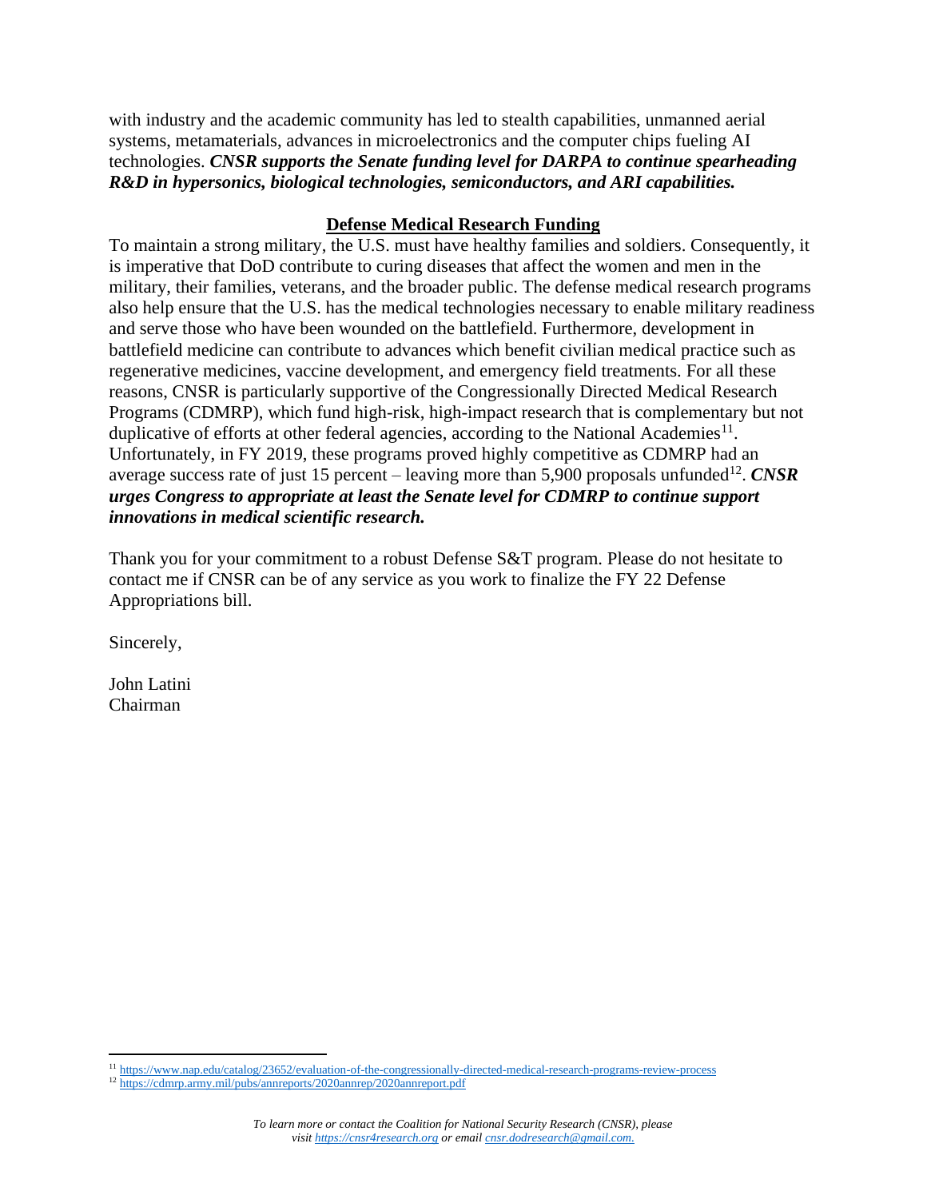with industry and the academic community has led to stealth capabilities, unmanned aerial systems, metamaterials, advances in microelectronics and the computer chips fueling AI technologies. ***CNSR supports the Senate funding level for DARPA to continue spearheading R&D in hypersonics, biological technologies, semiconductors, and ARI capabilities.***

## Defense Medical Research Funding

To maintain a strong military, the U.S. must have healthy families and soldiers. Consequently, it is imperative that DoD contribute to curing diseases that affect the women and men in the military, their families, veterans, and the broader public. The defense medical research programs also help ensure that the U.S. has the medical technologies necessary to enable military readiness and serve those who have been wounded on the battlefield. Furthermore, development in battlefield medicine can contribute to advances which benefit civilian medical practice such as regenerative medicines, vaccine development, and emergency field treatments. For all these reasons, CNSR is particularly supportive of the Congressionally Directed Medical Research Programs (CDMRP), which fund high-risk, high-impact research that is complementary but not duplicative of efforts at other federal agencies, according to the National Academies[11]. Unfortunately, in FY 2019, these programs proved highly competitive as CDMRP had an average success rate of just 15 percent – leaving more than 5,900 proposals unfunded[12]. ***CNSR urges Congress to appropriate at least the Senate level for CDMRP to continue support innovations in medical scientific research.***

Thank you for your commitment to a robust Defense S&T program. Please do not hesitate to contact me if CNSR can be of any service as you work to finalize the FY 22 Defense Appropriations bill.

Sincerely,

John Latini
Chairman

[11] https://www.nap.edu/catalog/23652/evaluation-of-the-congressionally-directed-medical-research-programs-review-process

[12] https://cdmrp.army.mil/pubs/annreports/2020annrep/2020annreport.pdf

*To learn more or contact the Coalition for National Security Research (CNSR), please visit https://cnsr4research.org or email cnsr.dodresearch@gmail.com.*